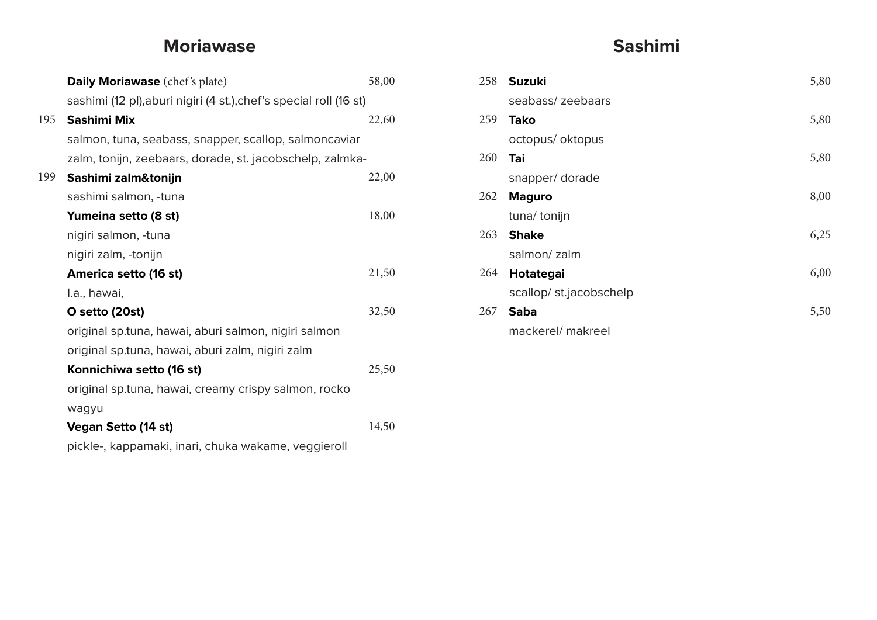## Moriawase

**Daily Moriawase** (chef's plate) 58,00
sashimi (12 pl),aburi nigiri (4 st.),chef's special roll (16 st)

195 **Sashimi Mix** 22,60
salmon, tuna, seabass, snapper, scallop, salmoncaviar
zalm, tonijn, zeebaars, dorade, st. jacobschelp, zalmka-

199 **Sashimi zalm&tonijn** 22,00
sashimi salmon, -tuna

**Yumeina setto (8 st)** 18,00
nigiri salmon, -tuna
nigiri zalm, -tonijn

**America setto (16 st)** 21,50
l.a., hawai,

**O setto (20st)** 32,50
original sp.tuna, hawai, aburi salmon, nigiri salmon
original sp.tuna, hawai, aburi zalm, nigiri zalm

**Konnichiwa setto (16 st)** 25,50
original sp.tuna, hawai, creamy crispy salmon, rocko
wagyu

**Vegan Setto (14 st)** 14,50
pickle-, kappamaki, inari, chuka wakame, veggieroll

## Sashimi

258 **Suzuki** 5,80
seabass/ zeebaars

259 **Tako** 5,80
octopus/ oktopus

260 **Tai** 5,80
snapper/ dorade

262 **Maguro** 8,00
tuna/ tonijn

263 **Shake** 6,25
salmon/ zalm

264 **Hotategai** 6,00
scallop/ st.jacobschelp

267 **Saba** 5,50
mackerel/ makreel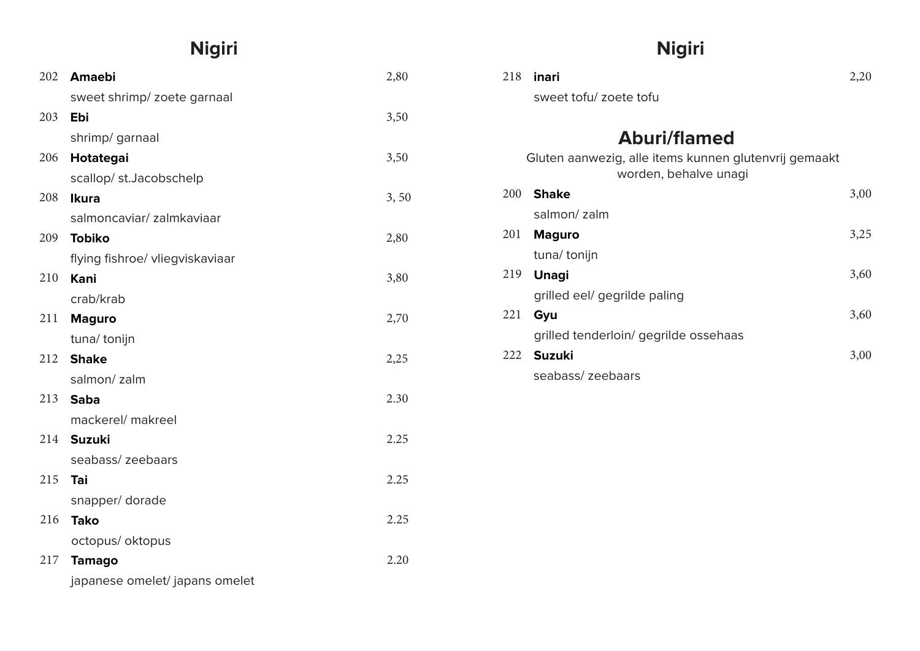## Nigiri

| Nr. | Item | Prijs |
|---|---|---|
| 202 | **Amaebi**<br>sweet shrimp/ zoete garnaal | 2,80 |
| 203 | **Ebi**<br>shrimp/ garnaal | 3,50 |
| 206 | **Hotategai**<br>scallop/ st.Jacobschelp | 3,50 |
| 208 | **Ikura**<br>salmoncaviar/ zalmkaviaar | 3, 50 |
| 209 | **Tobiko**<br>flying fishroe/ vliegviskaviaar | 2,80 |
| 210 | **Kani**<br>crab/krab | 3,80 |
| 211 | **Maguro**<br>tuna/ tonijn | 2,70 |
| 212 | **Shake**<br>salmon/ zalm | 2,25 |
| 213 | **Saba**<br>mackerel/ makreel | 2.30 |
| 214 | **Suzuki**<br>seabass/ zeebaars | 2.25 |
| 215 | **Tai**<br>snapper/ dorade | 2.25 |
| 216 | **Tako**<br>octopus/ oktopus | 2.25 |
| 217 | **Tamago**<br>japanese omelet/ japans omelet | 2.20 |

## Nigiri

| Nr. | Item | Prijs |
|---|---|---|
| 218 | **inari**<br>sweet tofu/ zoete tofu | 2,20 |

## Aburi/flamed

Gluten aanwezig, alle items kunnen glutenvrij gemaakt worden, behalve unagi

| Nr. | Item | Prijs |
|---|---|---|
| 200 | **Shake**<br>salmon/ zalm | 3,00 |
| 201 | **Maguro**<br>tuna/ tonijn | 3,25 |
| 219 | **Unagi**<br>grilled eel/ gegrilde paling | 3,60 |
| 221 | **Gyu**<br>grilled tenderloin/ gegrilde ossehaas | 3,60 |
| 222 | **Suzuki**<br>seabass/ zeebaars | 3,00 |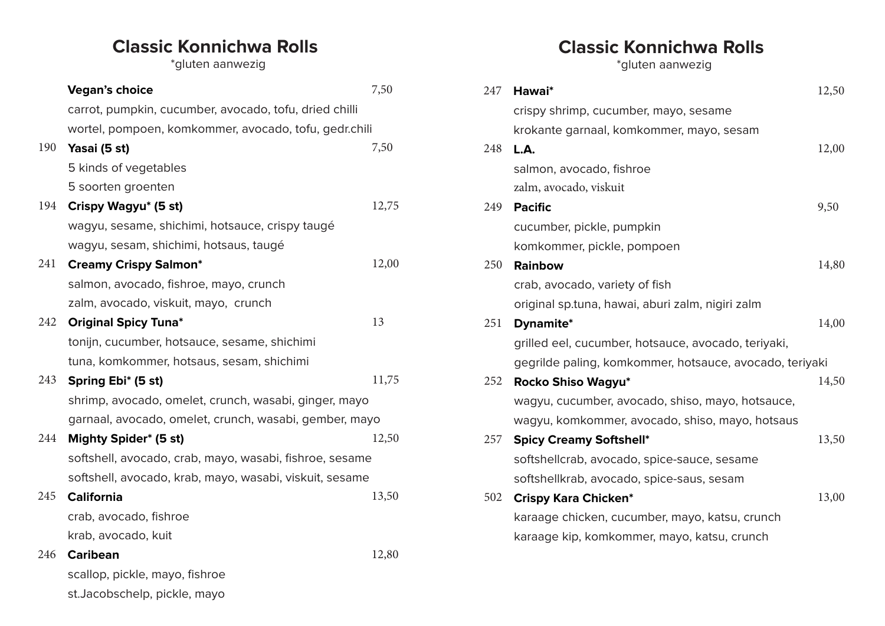## Classic Konnichwa Rolls

*gluten aanwezig

**Vegan's choice** 7,50
carrot, pumpkin, cucumber, avocado, tofu, dried chilli
wortel, pompoen, komkommer, avocado, tofu, gedr.chili

190 **Yasai (5 st)** 7,50
5 kinds of vegetables
5 soorten groenten

194 **Crispy Wagyu* (5 st)** 12,75
wagyu, sesame, shichimi, hotsauce, crispy taugé
wagyu, sesam, shichimi, hotsaus, taugé

241 **Creamy Crispy Salmon*** 12,00
salmon, avocado, fishroe, mayo, crunch
zalm, avocado, viskuit, mayo, crunch

242 **Original Spicy Tuna*** 13
tonijn, cucumber, hotsauce, sesame, shichimi
tuna, komkommer, hotsaus, sesam, shichimi

243 **Spring Ebi* (5 st)** 11,75
shrimp, avocado, omelet, crunch, wasabi, ginger, mayo
garnaal, avocado, omelet, crunch, wasabi, gember, mayo

244 **Mighty Spider* (5 st)** 12,50
softshell, avocado, crab, mayo, wasabi, fishroe, sesame
softshell, avocado, krab, mayo, wasabi, viskuit, sesame

245 **California** 13,50
crab, avocado, fishroe
krab, avocado, kuit

246 **Caribean** 12,80
scallop, pickle, mayo, fishroe
st.Jacobschelp, pickle, mayo

## Classic Konnichwa Rolls

*gluten aanwezig

247 **Hawai*** 12,50
crispy shrimp, cucumber, mayo, sesame
krokante garnaal, komkommer, mayo, sesam

248 **L.A.** 12,00
salmon, avocado, fishroe
zalm, avocado, viskuit

249 **Pacific** 9,50
cucumber, pickle, pumpkin
komkommer, pickle, pompoen

250 **Rainbow** 14,80
crab, avocado, variety of fish
original sp.tuna, hawai, aburi zalm, nigiri zalm

251 **Dynamite*** 14,00
grilled eel, cucumber, hotsauce, avocado, teriyaki,
gegrilde paling, komkommer, hotsauce, avocado, teriyaki

252 **Rocko Shiso Wagyu*** 14,50
wagyu, cucumber, avocado, shiso, mayo, hotsauce,
wagyu, komkommer, avocado, shiso, mayo, hotsaus

257 **Spicy Creamy Softshell*** 13,50
softshellcrab, avocado, spice-sauce, sesame
softshellkrab, avocado, spice-saus, sesam

502 **Crispy Kara Chicken*** 13,00
karaage chicken, cucumber, mayo, katsu, crunch
karaage kip, komkommer, mayo, katsu, crunch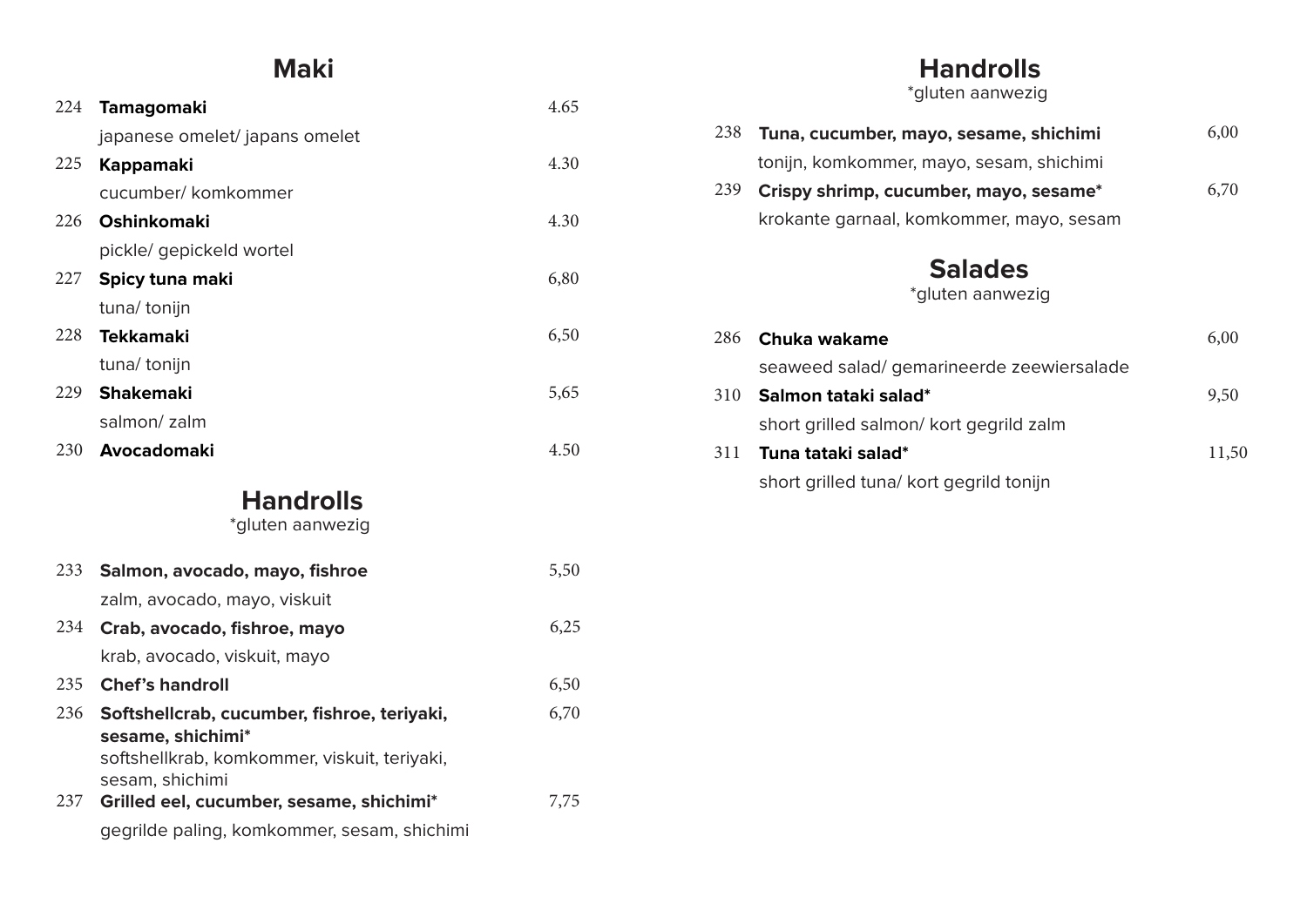## Maki

| Nr. | Gerecht | Prijs |
|---|---|---|
| 224 | **Tamagomaki**<br>japanese omelet/ japans omelet | 4.65 |
| 225 | **Kappamaki**<br>cucumber/ komkommer | 4.30 |
| 226 | **Oshinkomaki**<br>pickle/ gepickeld wortel | 4.30 |
| 227 | **Spicy tuna maki**<br>tuna/ tonijn | 6,80 |
| 228 | **Tekkamaki**<br>tuna/ tonijn | 6,50 |
| 229 | **Shakemaki**<br>salmon/ zalm | 5,65 |
| 230 | **Avocadomaki** | 4.50 |

## Handrolls

*gluten aanwezig

| Nr. | Gerecht | Prijs |
|---|---|---|
| 233 | **Salmon, avocado, mayo, fishroe**<br>zalm, avocado, mayo, viskuit | 5,50 |
| 234 | **Crab, avocado, fishroe, mayo**<br>krab, avocado, viskuit, mayo | 6,25 |
| 235 | **Chef's handroll** | 6,50 |
| 236 | **Softshellcrab, cucumber, fishroe, teriyaki, sesame, shichimi***<br>softshellkrab, komkommer, viskuit, teriyaki, sesam, shichimi | 6,70 |
| 237 | **Grilled eel, cucumber, sesame, shichimi***<br>gegrilde paling, komkommer, sesam, shichimi | 7,75 |
| 238 | **Tuna, cucumber, mayo, sesame, shichimi**<br>tonijn, komkommer, mayo, sesam, shichimi | 6,00 |
| 239 | **Crispy shrimp, cucumber, mayo, sesame***<br>krokante garnaal, komkommer, mayo, sesam | 6,70 |

## Salades

*gluten aanwezig

| Nr. | Gerecht | Prijs |
|---|---|---|
| 286 | **Chuka wakame**<br>seaweed salad/ gemarineerde zeewiersalade | 6,00 |
| 310 | **Salmon tataki salad***<br>short grilled salmon/ kort gegrild zalm | 9,50 |
| 311 | **Tuna tataki salad***<br>short grilled tuna/ kort gegrild tonijn | 11,50 |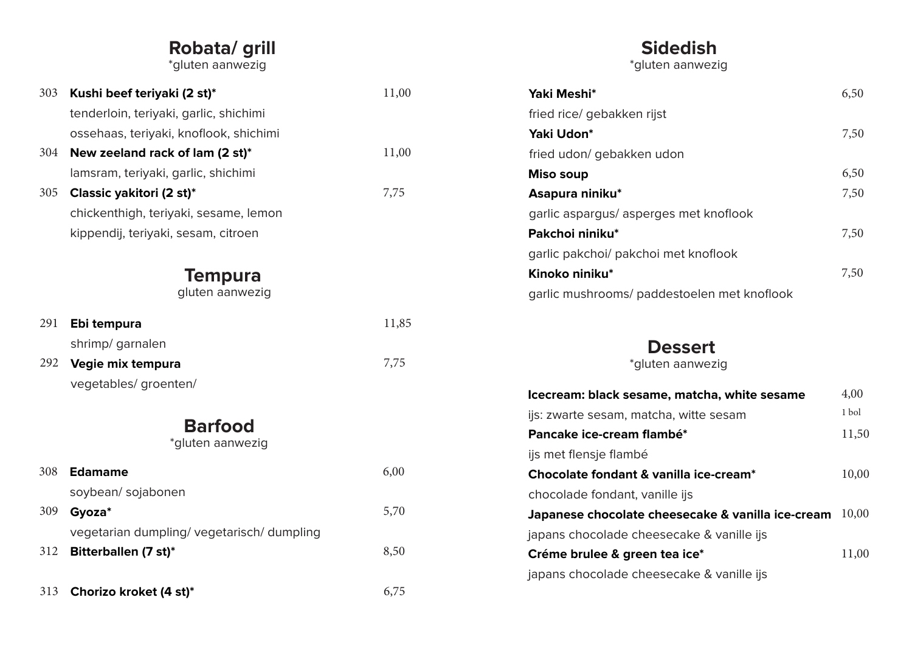## Robata/ grill

*gluten aanwezig

| | | |
|---|---|---|
| 303 | **Kushi beef teriyaki (2 st)*** | 11,00 |
| | tenderloin, teriyaki, garlic, shichimi | |
| | ossehaas, teriyaki, knoflook, shichimi | |
| 304 | **New zeeland rack of lam (2 st)*** | 11,00 |
| | lamsram, teriyaki, garlic, shichimi | |
| 305 | **Classic yakitori (2 st)*** | 7,75 |
| | chickenthigh, teriyaki, sesame, lemon | |
| | kippendij, teriyaki, sesam, citroen | |

## Tempura

gluten aanwezig

| | | |
|---|---|---|
| 291 | **Ebi tempura** | 11,85 |
| | shrimp/ garnalen | |
| 292 | **Vegie mix tempura** | 7,75 |
| | vegetables/ groenten/ | |

## Barfood

*gluten aanwezig

| | | |
|---|---|---|
| 308 | **Edamame** | 6,00 |
| | soybean/ sojabonen | |
| 309 | **Gyoza*** | 5,70 |
| | vegetarian dumpling/ vegetarisch/ dumpling | |
| 312 | **Bitterballen (7 st)*** | 8,50 |
| 313 | **Chorizo kroket (4 st)*** | 6,75 |

## Sidedish

*gluten aanwezig

| | |
|---|---|
| **Yaki Meshi*** | 6,50 |
| fried rice/ gebakken rijst | |
| **Yaki Udon*** | 7,50 |
| fried udon/ gebakken udon | |
| **Miso soup** | 6,50 |
| **Asapura niniku*** | 7,50 |
| garlic aspargus/ asperges met knoflook | |
| **Pakchoi niniku*** | 7,50 |
| garlic pakchoi/ pakchoi met knoflook | |
| **Kinoko niniku*** | 7,50 |
| garlic mushrooms/ paddestoelen met knoflook | |

## Dessert

*gluten aanwezig

| | |
|---|---|
| **Icecream: black sesame, matcha, white sesame** | 4,00 |
| ijs: zwarte sesam, matcha, witte sesam | 1 bol |
| **Pancake ice-cream flambé*** | 11,50 |
| ijs met flensje flambé | |
| **Chocolate fondant & vanilla ice-cream*** | 10,00 |
| chocolade fondant, vanille ijs | |
| **Japanese chocolate cheesecake & vanilla ice-cream** | 10,00 |
| japans chocolade cheesecake & vanille ijs | |
| **Créme brulee & green tea ice*** | 11,00 |
| japans chocolade cheesecake & vanille ijs | |